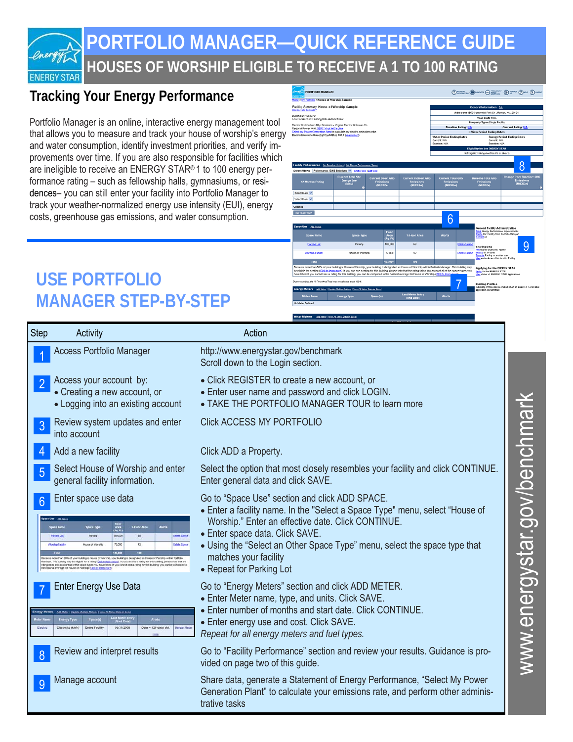# PORTFOLIO MANAGER—QUICK REFERENCE GUIDE

## HOUSES OF WORSHIP ELIGIBLE TO RECEIVE A 1 TO 100 RATING

### Tracking Your Energy Performance

Portfolio Manager is an online, interactive energy management tool that allows you to measure and track your house of worship's energy and water consumption, identify investment priorities, and verify improvements over time. If you are also responsible for facilities which are ineligible to receive an ENERGY STAR® 1 to 100 energy performance rating – such as fellowship halls, gymnasiums, or residences– you can still enter your facility into Portfolio Manager to track your weather-normalized energy use intensity (EUI), energy costs, greenhouse gas emissions, and water consumption.

## USE PORTFOLIO MANAGER STEP-BY-STEP

| Step | Activity | Action |
|---|---|---|
| 1 | Access Portfolio Manager | http://www.energystar.gov/benchmark<br>Scroll down to the Login section. |
| 2 | Access your account by:<br>• Creating a new account, or<br>• Logging into an existing account | • Click REGISTER to create a new account, or<br>• Enter user name and password and click LOGIN.<br>• TAKE THE PORTFOLIO MANAGER TOUR to learn more |
| 3 | Review system updates and enter into account | Click ACCESS MY PORTFOLIO |
| 4 | Add a new facility | Click ADD a Property. |
| 5 | Select House of Worship and enter general facility information. | Select the option that most closely resembles your facility and click CONTINUE. Enter general data and click SAVE. |
| 6 | Enter space use data | Go to "Space Use" section and click ADD SPACE.<br>• Enter a facility name. In the "Select a Space Type" menu, select "House of Worship." Enter an effective date. Click CONTINUE.<br>• Enter space data. Click SAVE.<br>• Using the "Select an Other Space Type" menu, select the space type that matches your facility<br>• Repeat for Parking Lot |
| 7 | Enter Energy Use Data | Go to "Energy Meters" section and click ADD METER.<br>• Enter Meter name, type, and units. Click SAVE.<br>• Enter number of months and start date. Click CONTINUE.<br>• Enter energy use and cost. Click SAVE.<br>*Repeat for all energy meters and fuel types.* |
| 8 | Review and interpret results | Go to "Facility Performance" section and review your results. Guidance is provided on page two of this guide. |
| 9 | Manage account | Share data, generate a Statement of Energy Performance, "Select My Power Generation Plant" to calculate your emissions rate, and perform other administrative tasks |

www.energystar.gov/benchmark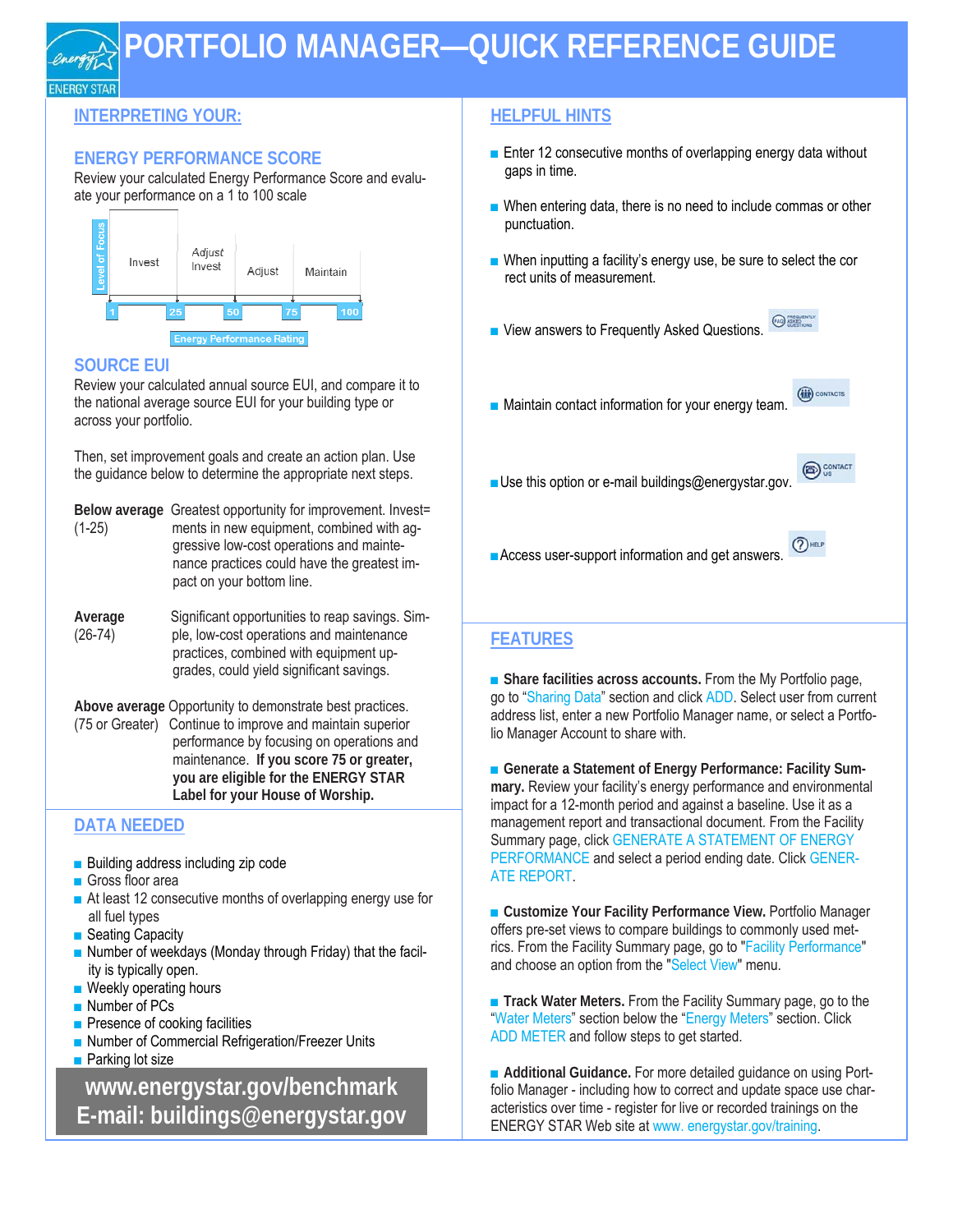# PORTFOLIO MANAGER—QUICK REFERENCE GUIDE

## INTERPRETING YOUR:

### ENERGY PERFORMANCE SCORE

Review your calculated Energy Performance Score and evaluate your performance on a 1 to 100 scale

Level of Focus

Invest
Adjust Invest
Adjust
Maintain

1
25
50
75
100

Energy Performance Rating

### SOURCE EUI

Review your calculated annual source EUI, and compare it to the national average source EUI for your building type or across your portfolio.

Then, set improvement goals and create an action plan. Use the guidance below to determine the appropriate next steps.

**Below average** (1-25) Greatest opportunity for improvement. Investments in new equipment, combined with aggressive low-cost operations and maintenance practices could have the greatest impact on your bottom line.

**Average** (26-74) Significant opportunities to reap savings. Simple, low-cost operations and maintenance practices, combined with equipment upgrades, could yield significant savings.

**Above average** (75 or Greater) Opportunity to demonstrate best practices. Continue to improve and maintain superior performance by focusing on operations and maintenance. **If you score 75 or greater, you are eligible for the ENERGY STAR Label for your House of Worship.**

## DATA NEEDED

- Building address including zip code
- Gross floor area
- At least 12 consecutive months of overlapping energy use for all fuel types
- Seating Capacity
- Number of weekdays (Monday through Friday) that the facility is typically open.
- Weekly operating hours
- Number of PCs
- Presence of cooking facilities
- Number of Commercial Refrigeration/Freezer Units
- Parking lot size

**www.energystar.gov/benchmark**
**E-mail: buildings@energystar.gov**

## HELPFUL HINTS

- Enter 12 consecutive months of overlapping energy data without gaps in time.
- When entering data, there is no need to include commas or other punctuation.
- When inputting a facility's energy use, be sure to select the correct units of measurement.
- View answers to Frequently Asked Questions.
- Maintain contact information for your energy team.
- Use this option or e-mail buildings@energystar.gov.
- Access user-support information and get answers.

## FEATURES

- **Share facilities across accounts.** From the My Portfolio page, go to "Sharing Data" section and click ADD. Select user from current address list, enter a new Portfolio Manager name, or select a Portfolio Manager Account to share with.
- **Generate a Statement of Energy Performance: Facility Summary.** Review your facility's energy performance and environmental impact for a 12-month period and against a baseline. Use it as a management report and transactional document. From the Facility Summary page, click GENERATE A STATEMENT OF ENERGY PERFORMANCE and select a period ending date. Click GENERATE REPORT.
- **Customize Your Facility Performance View.** Portfolio Manager offers pre-set views to compare buildings to commonly used metrics. From the Facility Summary page, go to "Facility Performance" and choose an option from the "Select View" menu.
- **Track Water Meters.** From the Facility Summary page, go to the "Water Meters" section below the "Energy Meters" section. Click ADD METER and follow steps to get started.
- **Additional Guidance.** For more detailed guidance on using Portfolio Manager - including how to correct and update space use characteristics over time - register for live or recorded trainings on the ENERGY STAR Web site at www. energystar.gov/training.